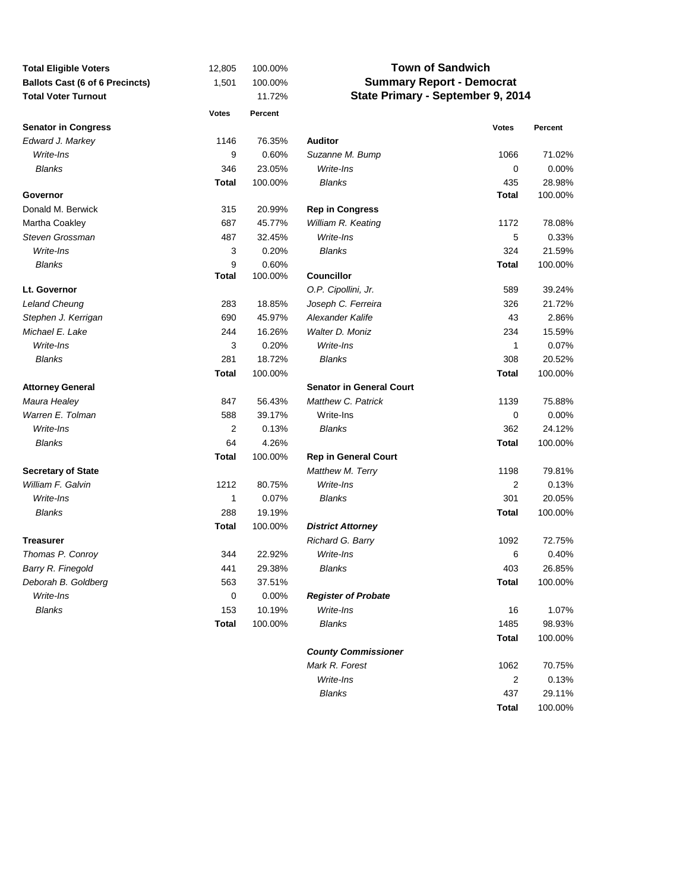# Town of Sandwich
## Summary Report - Democrat
## State Primary - September 9, 2014

| | Votes | Percent |
|---|---|---|
| **Total Eligible Voters** | 12,805 | 100.00% |
| **Ballots Cast (6 of 6 Precincts)** | 1,501 | 100.00% |
| **Total Voter Turnout** | | 11.72% |

| | Votes | Percent |
|---|---|---|
| **Senator in Congress** | | |
| *Edward J. Markey* | 1146 | 76.35% |
| *Write-Ins* | 9 | 0.60% |
| *Blanks* | 346 | 23.05% |
| | **Total** | 100.00% |
| **Governor** | | |
| Donald M. Berwick | 315 | 20.99% |
| Martha Coakley | 687 | 45.77% |
| *Steven Grossman* | 487 | 32.45% |
| *Write-Ins* | 3 | 0.20% |
| *Blanks* | 9 | 0.60% |
| | **Total** | 100.00% |
| **Lt. Governor** | | |
| *Leland Cheung* | 283 | 18.85% |
| *Stephen J. Kerrigan* | 690 | 45.97% |
| *Michael E. Lake* | 244 | 16.26% |
| *Write-Ins* | 3 | 0.20% |
| *Blanks* | 281 | 18.72% |
| | **Total** | 100.00% |
| **Attorney General** | | |
| *Maura Healey* | 847 | 56.43% |
| *Warren E. Tolman* | 588 | 39.17% |
| *Write-Ins* | 2 | 0.13% |
| *Blanks* | 64 | 4.26% |
| | **Total** | 100.00% |
| **Secretary of State** | | |
| *William F. Galvin* | 1212 | 80.75% |
| *Write-Ins* | 1 | 0.07% |
| *Blanks* | 288 | 19.19% |
| | **Total** | 100.00% |
| **Treasurer** | | |
| *Thomas P. Conroy* | 344 | 22.92% |
| *Barry R. Finegold* | 441 | 29.38% |
| *Deborah B. Goldberg* | 563 | 37.51% |
| *Write-Ins* | 0 | 0.00% |
| *Blanks* | 153 | 10.19% |
| | **Total** | 100.00% |

| | Votes | Percent |
|---|---|---|
| **Auditor** | | |
| *Suzanne M. Bump* | 1066 | 71.02% |
| *Write-Ins* | 0 | 0.00% |
| *Blanks* | 435 | 28.98% |
| | **Total** | 100.00% |
| **Rep in Congress** | | |
| *William R. Keating* | 1172 | 78.08% |
| *Write-Ins* | 5 | 0.33% |
| *Blanks* | 324 | 21.59% |
| | **Total** | 100.00% |
| **Councillor** | | |
| *O.P. Cipollini, Jr.* | 589 | 39.24% |
| *Joseph C. Ferreira* | 326 | 21.72% |
| *Alexander Kalife* | 43 | 2.86% |
| *Walter D. Moniz* | 234 | 15.59% |
| *Write-Ins* | 1 | 0.07% |
| *Blanks* | 308 | 20.52% |
| | **Total** | 100.00% |
| **Senator in General Court** | | |
| *Matthew C. Patrick* | 1139 | 75.88% |
| Write-Ins | 0 | 0.00% |
| *Blanks* | 362 | 24.12% |
| | **Total** | 100.00% |
| **Rep in General Court** | | |
| *Matthew M. Terry* | 1198 | 79.81% |
| *Write-Ins* | 2 | 0.13% |
| *Blanks* | 301 | 20.05% |
| | **Total** | 100.00% |
| ***District Attorney*** | | |
| *Richard G. Barry* | 1092 | 72.75% |
| *Write-Ins* | 6 | 0.40% |
| *Blanks* | 403 | 26.85% |
| | **Total** | 100.00% |
| ***Register of Probate*** | | |
| *Write-Ins* | 16 | 1.07% |
| *Blanks* | 1485 | 98.93% |
| | **Total** | 100.00% |
| ***County Commissioner*** | | |
| *Mark R. Forest* | 1062 | 70.75% |
| *Write-Ins* | 2 | 0.13% |
| *Blanks* | 437 | 29.11% |
| | **Total** | 100.00% |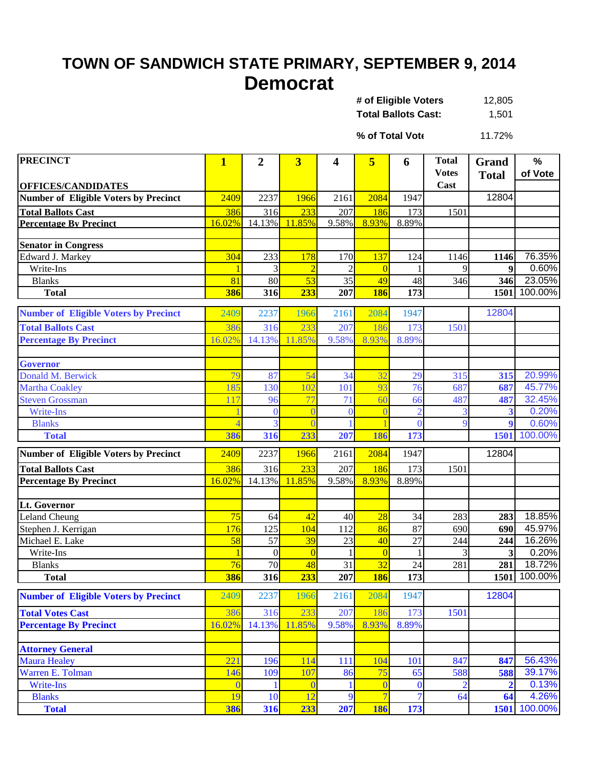# TOWN OF SANDWICH STATE PRIMARY, SEPTEMBER 9, 2014

## Democrat

| | |
|---|---|
| **# of Eligible Voters** | 12,805 |
| **Total Ballots Cast:** | 1,501 |
| **% of Total Vote** | 11.72% |

| PRECINCT / OFFICES/CANDIDATES | 1 | 2 | 3 | 4 | 5 | 6 | Total Votes Cast | Grand Total | % of Vote |
|---|---|---|---|---|---|---|---|---|---|
| **Number of Eligible Voters by Precinct** | 2409 | 2237 | 1966 | 2161 | 2084 | 1947 | | 12804 | |
| **Total Ballots Cast** | 386 | 316 | 233 | 207 | 186 | 173 | 1501 | | |
| **Percentage By Precinct** | 16.02% | 14.13% | 11.85% | 9.58% | 8.93% | 8.89% | | | |
| | | | | | | | | | |
| **Senator in Congress** | | | | | | | | | |
| Edward J. Markey | 304 | 233 | 178 | 170 | 137 | 124 | 1146 | **1146** | 76.35% |
| Write-Ins | 1 | 3 | 2 | 2 | 0 | 1 | 9 | **9** | 0.60% |
| Blanks | 81 | 80 | 53 | 35 | 49 | 48 | 346 | **346** | 23.05% |
| **Total** | **386** | **316** | **233** | **207** | **186** | **173** | | **1501** | 100.00% |

| PRECINCT / OFFICES/CANDIDATES | 1 | 2 | 3 | 4 | 5 | 6 | Total Votes Cast | Grand Total | % of Vote |
|---|---|---|---|---|---|---|---|---|---|
| **Number of Eligible Voters by Precinct** | 2409 | 2237 | 1966 | 2161 | 2084 | 1947 | | 12804 | |
| **Total Ballots Cast** | 386 | 316 | 233 | 207 | 186 | 173 | 1501 | | |
| **Percentage By Precinct** | 16.02% | 14.13% | 11.85% | 9.58% | 8.93% | 8.89% | | | |
| | | | | | | | | | |
| **Governor** | | | | | | | | | |
| Donald M. Berwick | 79 | 87 | 54 | 34 | 32 | 29 | 315 | **315** | 20.99% |
| Martha Coakley | 185 | 130 | 102 | 101 | 93 | 76 | 687 | **687** | 45.77% |
| Steven Grossman | 117 | 96 | 77 | 71 | 60 | 66 | 487 | **487** | 32.45% |
| Write-Ins | 1 | 0 | 0 | 0 | 0 | 2 | 3 | **3** | 0.20% |
| Blanks | 4 | 3 | 0 | 1 | 1 | 0 | 9 | **9** | 0.60% |
| **Total** | **386** | **316** | **233** | **207** | **186** | **173** | | **1501** | 100.00% |

| PRECINCT / OFFICES/CANDIDATES | 1 | 2 | 3 | 4 | 5 | 6 | Total Votes Cast | Grand Total | % of Vote |
|---|---|---|---|---|---|---|---|---|---|
| **Number of Eligible Voters by Precinct** | 2409 | 2237 | 1966 | 2161 | 2084 | 1947 | | 12804 | |
| **Total Ballots Cast** | 386 | 316 | 233 | 207 | 186 | 173 | 1501 | | |
| **Percentage By Precinct** | 16.02% | 14.13% | 11.85% | 9.58% | 8.93% | 8.89% | | | |
| | | | | | | | | | |
| **Lt. Governor** | | | | | | | | | |
| Leland Cheung | 75 | 64 | 42 | 40 | 28 | 34 | 283 | **283** | 18.85% |
| Stephen J. Kerrigan | 176 | 125 | 104 | 112 | 86 | 87 | 690 | **690** | 45.97% |
| Michael E. Lake | 58 | 57 | 39 | 23 | 40 | 27 | 244 | **244** | 16.26% |
| Write-Ins | 1 | 0 | 0 | 1 | 0 | 1 | 3 | **3** | 0.20% |
| Blanks | 76 | 70 | 48 | 31 | 32 | 24 | 281 | **281** | 18.72% |
| **Total** | **386** | **316** | **233** | **207** | **186** | **173** | | **1501** | 100.00% |

| PRECINCT / OFFICES/CANDIDATES | 1 | 2 | 3 | 4 | 5 | 6 | Total Votes Cast | Grand Total | % of Vote |
|---|---|---|---|---|---|---|---|---|---|
| **Number of Eligible Voters by Precinct** | 2409 | 2237 | 1966 | 2161 | 2084 | 1947 | | 12804 | |
| **Total Votes Cast** | 386 | 316 | 233 | 207 | 186 | 173 | 1501 | | |
| **Percentage By Precinct** | 16.02% | 14.13% | 11.85% | 9.58% | 8.93% | 8.89% | | | |
| | | | | | | | | | |
| **Attorney General** | | | | | | | | | |
| Maura Healey | 221 | 196 | 114 | 111 | 104 | 101 | 847 | **847** | 56.43% |
| Warren E. Tolman | 146 | 109 | 107 | 86 | 75 | 65 | 588 | **588** | 39.17% |
| Write-Ins | 0 | 1 | 0 | 1 | 0 | 0 | 2 | **2** | 0.13% |
| Blanks | 19 | 10 | 12 | 9 | 7 | 7 | 64 | **64** | 4.26% |
| **Total** | **386** | **316** | **233** | **207** | **186** | **173** | | **1501** | 100.00% |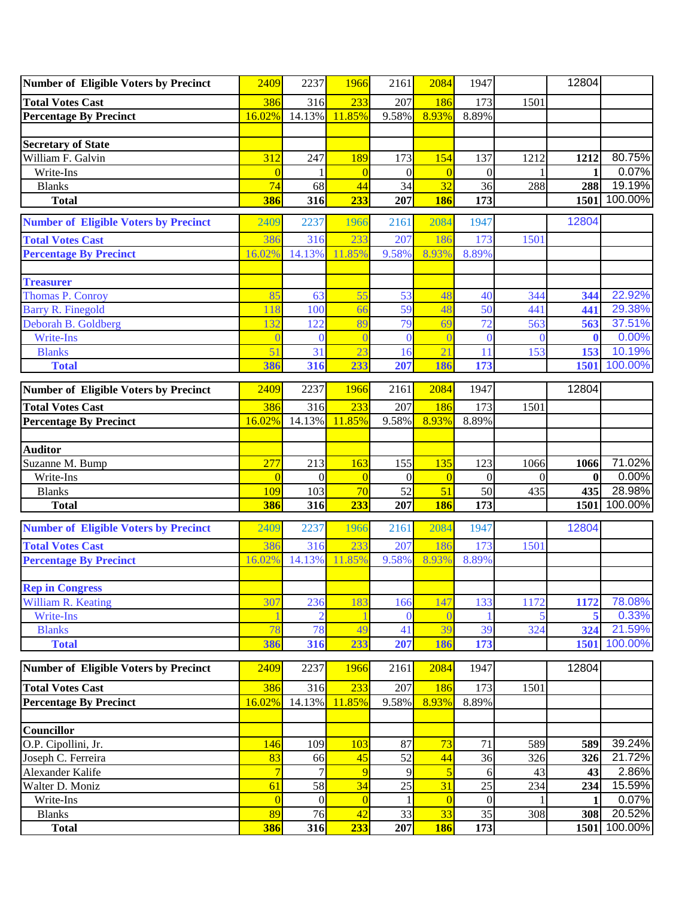| Number of Eligible Voters by Precinct | 2409 | 2237 | 1966 | 2161 | 2084 | 1947 | | 12804 | |
|---|---|---|---|---|---|---|---|---|---|
| **Total Votes Cast** | 386 | 316 | 233 | 207 | 186 | 173 | 1501 | | |
| **Percentage By Precinct** | 16.02% | 14.13% | 11.85% | 9.58% | 8.93% | 8.89% | | | |
| | | | | | | | | | |
| **Secretary of State** | | | | | | | | | |
| William F. Galvin | 312 | 247 | 189 | 173 | 154 | 137 | 1212 | **1212** | 80.75% |
| Write-Ins | 0 | 1 | 0 | 0 | 0 | 0 | 1 | **1** | 0.07% |
| Blanks | 74 | 68 | 44 | 34 | 32 | 36 | 288 | **288** | 19.19% |
| **Total** | **386** | **316** | **233** | **207** | **186** | **173** | | **1501** | 100.00% |

| Number of Eligible Voters by Precinct | 2409 | 2237 | 1966 | 2161 | 2084 | 1947 | | 12804 | |
|---|---|---|---|---|---|---|---|---|---|
| **Total Votes Cast** | 386 | 316 | 233 | 207 | 186 | 173 | 1501 | | |
| **Percentage By Precinct** | 16.02% | 14.13% | 11.85% | 9.58% | 8.93% | 8.89% | | | |
| | | | | | | | | | |
| **Treasurer** | | | | | | | | | |
| Thomas P. Conroy | 85 | 63 | 55 | 53 | 48 | 40 | 344 | **344** | 22.92% |
| Barry R. Finegold | 118 | 100 | 66 | 59 | 48 | 50 | 441 | **441** | 29.38% |
| Deborah B. Goldberg | 132 | 122 | 89 | 79 | 69 | 72 | 563 | **563** | 37.51% |
| Write-Ins | 0 | 0 | 0 | 0 | 0 | 0 | 0 | **0** | 0.00% |
| Blanks | 51 | 31 | 23 | 16 | 21 | 11 | 153 | **153** | 10.19% |
| **Total** | **386** | **316** | **233** | **207** | **186** | **173** | | **1501** | 100.00% |

| Number of Eligible Voters by Precinct | 2409 | 2237 | 1966 | 2161 | 2084 | 1947 | | 12804 | |
|---|---|---|---|---|---|---|---|---|---|
| **Total Votes Cast** | 386 | 316 | 233 | 207 | 186 | 173 | 1501 | | |
| **Percentage By Precinct** | 16.02% | 14.13% | 11.85% | 9.58% | 8.93% | 8.89% | | | |
| | | | | | | | | | |
| **Auditor** | | | | | | | | | |
| Suzanne M. Bump | 277 | 213 | 163 | 155 | 135 | 123 | 1066 | **1066** | 71.02% |
| Write-Ins | 0 | 0 | 0 | 0 | 0 | 0 | 0 | **0** | 0.00% |
| Blanks | 109 | 103 | 70 | 52 | 51 | 50 | 435 | **435** | 28.98% |
| **Total** | **386** | **316** | **233** | **207** | **186** | **173** | | **1501** | 100.00% |

| Number of Eligible Voters by Precinct | 2409 | 2237 | 1966 | 2161 | 2084 | 1947 | | 12804 | |
|---|---|---|---|---|---|---|---|---|---|
| **Total Votes Cast** | 386 | 316 | 233 | 207 | 186 | 173 | 1501 | | |
| **Percentage By Precinct** | 16.02% | 14.13% | 11.85% | 9.58% | 8.93% | 8.89% | | | |
| | | | | | | | | | |
| **Rep in Congress** | | | | | | | | | |
| William R. Keating | 307 | 236 | 183 | 166 | 147 | 133 | 1172 | **1172** | 78.08% |
| Write-Ins | 1 | 2 | 1 | 0 | 0 | 1 | 5 | **5** | 0.33% |
| Blanks | 78 | 78 | 49 | 41 | 39 | 39 | 324 | **324** | 21.59% |
| **Total** | **386** | **316** | **233** | **207** | **186** | **173** | | **1501** | 100.00% |

| Number of Eligible Voters by Precinct | 2409 | 2237 | 1966 | 2161 | 2084 | 1947 | | 12804 | |
|---|---|---|---|---|---|---|---|---|---|
| **Total Votes Cast** | 386 | 316 | 233 | 207 | 186 | 173 | 1501 | | |
| **Percentage By Precinct** | 16.02% | 14.13% | 11.85% | 9.58% | 8.93% | 8.89% | | | |
| | | | | | | | | | |
| **Councillor** | | | | | | | | | |
| O.P. Cipollini, Jr. | 146 | 109 | 103 | 87 | 73 | 71 | 589 | **589** | 39.24% |
| Joseph C. Ferreira | 83 | 66 | 45 | 52 | 44 | 36 | 326 | **326** | 21.72% |
| Alexander Kalife | 7 | 7 | 9 | 9 | 5 | 6 | 43 | **43** | 2.86% |
| Walter D. Moniz | 61 | 58 | 34 | 25 | 31 | 25 | 234 | **234** | 15.59% |
| Write-Ins | 0 | 0 | 0 | 1 | 0 | 0 | 1 | **1** | 0.07% |
| Blanks | 89 | 76 | 42 | 33 | 33 | 35 | 308 | **308** | 20.52% |
| **Total** | **386** | **316** | **233** | **207** | **186** | **173** | | **1501** | 100.00% |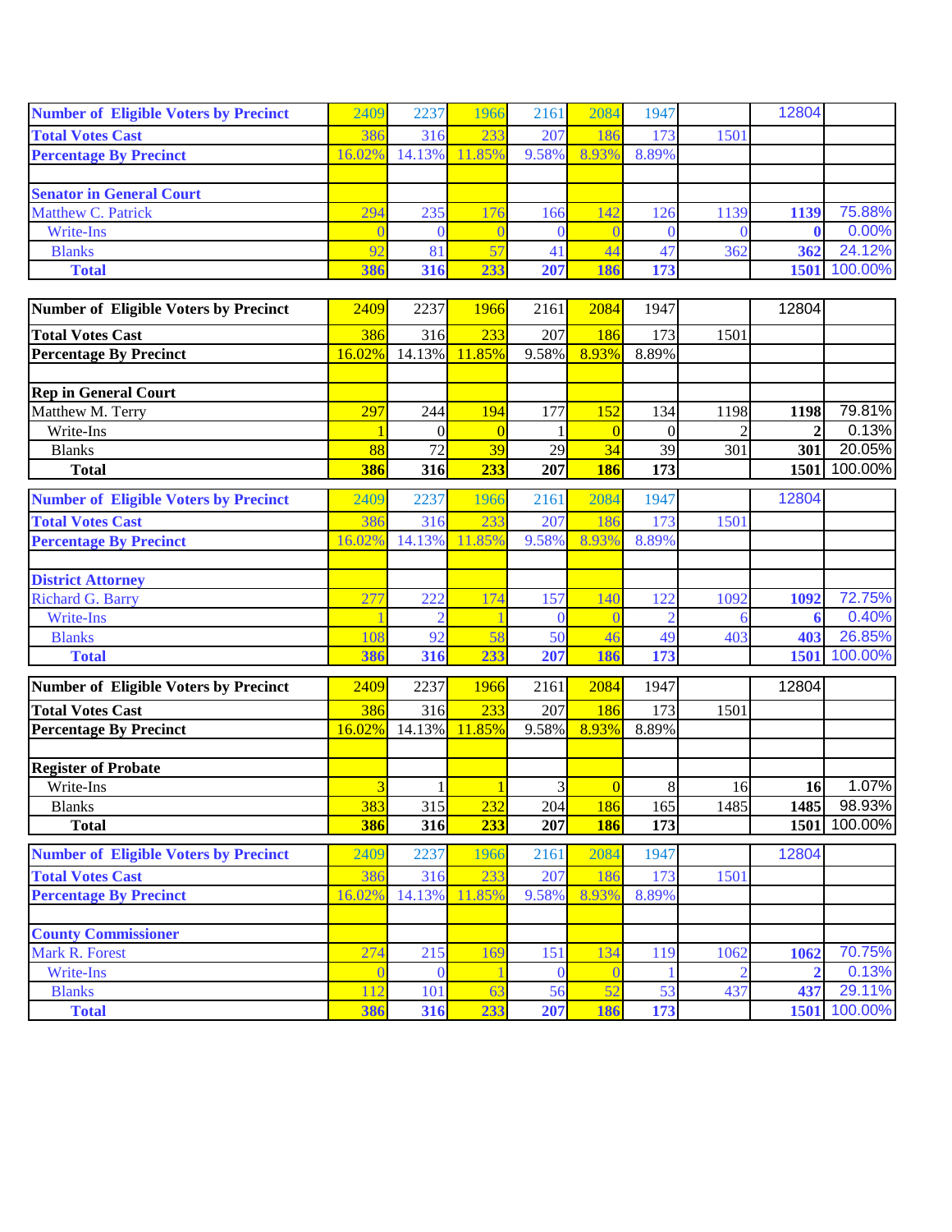| Number of Eligible Voters by Precinct | 2409 | 2237 | 1966 | 2161 | 2084 | 1947 | | 12804 | |
|---|---|---|---|---|---|---|---|---|---|
| Total Votes Cast | 386 | 316 | 233 | 207 | 186 | 173 | 1501 | | |
| Percentage By Precinct | 16.02% | 14.13% | 11.85% | 9.58% | 8.93% | 8.89% | | | |
| | | | | | | | | | |
| **Senator in General Court** | | | | | | | | | |
| Matthew C. Patrick | 294 | 235 | 176 | 166 | 142 | 126 | 1139 | **1139** | 75.88% |
| Write-Ins | 0 | 0 | 0 | 0 | 0 | 0 | 0 | **0** | 0.00% |
| Blanks | 92 | 81 | 57 | 41 | 44 | 47 | 362 | **362** | 24.12% |
| **Total** | **386** | **316** | **233** | **207** | **186** | **173** | | **1501** | 100.00% |

| Number of Eligible Voters by Precinct | 2409 | 2237 | 1966 | 2161 | 2084 | 1947 | | 12804 | |
|---|---|---|---|---|---|---|---|---|---|
| Total Votes Cast | 386 | 316 | 233 | 207 | 186 | 173 | 1501 | | |
| Percentage By Precinct | 16.02% | 14.13% | 11.85% | 9.58% | 8.93% | 8.89% | | | |
| | | | | | | | | | |
| **Rep in General Court** | | | | | | | | | |
| Matthew M. Terry | 297 | 244 | 194 | 177 | 152 | 134 | 1198 | **1198** | 79.81% |
| Write-Ins | 1 | 0 | 0 | 1 | 0 | 0 | 2 | **2** | 0.13% |
| Blanks | 88 | 72 | 39 | 29 | 34 | 39 | 301 | **301** | 20.05% |
| **Total** | **386** | **316** | **233** | **207** | **186** | **173** | | **1501** | 100.00% |

| Number of Eligible Voters by Precinct | 2409 | 2237 | 1966 | 2161 | 2084 | 1947 | | 12804 | |
|---|---|---|---|---|---|---|---|---|---|
| Total Votes Cast | 386 | 316 | 233 | 207 | 186 | 173 | 1501 | | |
| Percentage By Precinct | 16.02% | 14.13% | 11.85% | 9.58% | 8.93% | 8.89% | | | |
| | | | | | | | | | |
| **District Attorney** | | | | | | | | | |
| Richard G. Barry | 277 | 222 | 174 | 157 | 140 | 122 | 1092 | **1092** | 72.75% |
| Write-Ins | 1 | 2 | 1 | 0 | 0 | 2 | 6 | **6** | 0.40% |
| Blanks | 108 | 92 | 58 | 50 | 46 | 49 | 403 | **403** | 26.85% |
| **Total** | **386** | **316** | **233** | **207** | **186** | **173** | | **1501** | 100.00% |

| Number of Eligible Voters by Precinct | 2409 | 2237 | 1966 | 2161 | 2084 | 1947 | | 12804 | |
|---|---|---|---|---|---|---|---|---|---|
| Total Votes Cast | 386 | 316 | 233 | 207 | 186 | 173 | 1501 | | |
| Percentage By Precinct | 16.02% | 14.13% | 11.85% | 9.58% | 8.93% | 8.89% | | | |
| | | | | | | | | | |
| **Register of Probate** | | | | | | | | | |
| Write-Ins | 3 | 1 | 1 | 3 | 0 | 8 | 16 | **16** | 1.07% |
| Blanks | 383 | 315 | 232 | 204 | 186 | 165 | 1485 | **1485** | 98.93% |
| **Total** | **386** | **316** | **233** | **207** | **186** | **173** | | **1501** | 100.00% |

| Number of Eligible Voters by Precinct | 2409 | 2237 | 1966 | 2161 | 2084 | 1947 | | 12804 | |
|---|---|---|---|---|---|---|---|---|---|
| Total Votes Cast | 386 | 316 | 233 | 207 | 186 | 173 | 1501 | | |
| Percentage By Precinct | 16.02% | 14.13% | 11.85% | 9.58% | 8.93% | 8.89% | | | |
| | | | | | | | | | |
| **County Commissioner** | | | | | | | | | |
| Mark R. Forest | 274 | 215 | 169 | 151 | 134 | 119 | 1062 | **1062** | 70.75% |
| Write-Ins | 0 | 0 | 1 | 0 | 0 | 1 | 2 | **2** | 0.13% |
| Blanks | 112 | 101 | 63 | 56 | 52 | 53 | 437 | **437** | 29.11% |
| **Total** | **386** | **316** | **233** | **207** | **186** | **173** | | **1501** | 100.00% |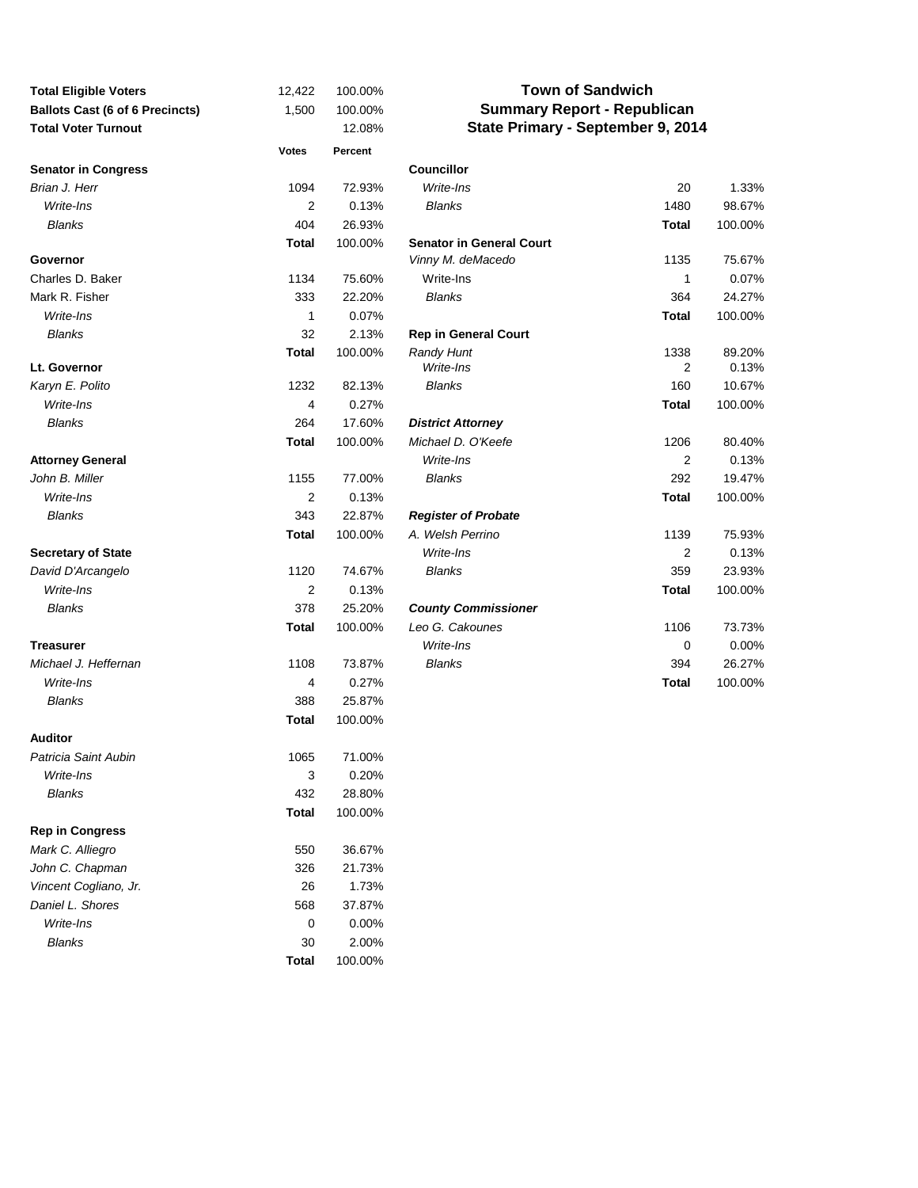## Town of Sandwich
## Summary Report - Republican
## State Primary - September 9, 2014

| | | |
|---|---|---|
| **Total Eligible Voters** | 12,422 | 100.00% |
| **Ballots Cast (6 of 6 Precincts)** | 1,500 | 100.00% |
| **Total Voter Turnout** | | 12.08% |

| | **Votes** | **Percent** |
|---|---|---|
| **Senator in Congress** | | |
| *Brian J. Herr* | 1094 | 72.93% |
| *Write-Ins* | 2 | 0.13% |
| *Blanks* | 404 | 26.93% |
| | **Total** | 100.00% |
| **Governor** | | |
| Charles D. Baker | 1134 | 75.60% |
| Mark R. Fisher | 333 | 22.20% |
| *Write-Ins* | 1 | 0.07% |
| *Blanks* | 32 | 2.13% |
| | **Total** | 100.00% |
| **Lt. Governor** | | |
| *Karyn E. Polito* | 1232 | 82.13% |
| *Write-Ins* | 4 | 0.27% |
| *Blanks* | 264 | 17.60% |
| | **Total** | 100.00% |
| **Attorney General** | | |
| *John B. Miller* | 1155 | 77.00% |
| *Write-Ins* | 2 | 0.13% |
| *Blanks* | 343 | 22.87% |
| | **Total** | 100.00% |
| **Secretary of State** | | |
| *David D'Arcangelo* | 1120 | 74.67% |
| *Write-Ins* | 2 | 0.13% |
| *Blanks* | 378 | 25.20% |
| | **Total** | 100.00% |
| **Treasurer** | | |
| *Michael J. Heffernan* | 1108 | 73.87% |
| *Write-Ins* | 4 | 0.27% |
| *Blanks* | 388 | 25.87% |
| | **Total** | 100.00% |
| **Auditor** | | |
| *Patricia Saint Aubin* | 1065 | 71.00% |
| *Write-Ins* | 3 | 0.20% |
| *Blanks* | 432 | 28.80% |
| | **Total** | 100.00% |
| **Rep in Congress** | | |
| *Mark C. Alliegro* | 550 | 36.67% |
| *John C. Chapman* | 326 | 21.73% |
| *Vincent Cogliano, Jr.* | 26 | 1.73% |
| *Daniel L. Shores* | 568 | 37.87% |
| *Write-Ins* | 0 | 0.00% |
| *Blanks* | 30 | 2.00% |
| | **Total** | 100.00% |
| **Councillor** | | |
| *Write-Ins* | 20 | 1.33% |
| *Blanks* | 1480 | 98.67% |
| | **Total** | 100.00% |
| **Senator in General Court** | | |
| *Vinny M. deMacedo* | 1135 | 75.67% |
| Write-Ins | 1 | 0.07% |
| *Blanks* | 364 | 24.27% |
| | **Total** | 100.00% |
| **Rep in General Court** | | |
| *Randy Hunt* | 1338 | 89.20% |
| *Write-Ins* | 2 | 0.13% |
| *Blanks* | 160 | 10.67% |
| | **Total** | 100.00% |
| ***District Attorney*** | | |
| *Michael D. O'Keefe* | 1206 | 80.40% |
| *Write-Ins* | 2 | 0.13% |
| *Blanks* | 292 | 19.47% |
| | **Total** | 100.00% |
| ***Register of Probate*** | | |
| *A. Welsh Perrino* | 1139 | 75.93% |
| *Write-Ins* | 2 | 0.13% |
| *Blanks* | 359 | 23.93% |
| | **Total** | 100.00% |
| ***County Commissioner*** | | |
| *Leo G. Cakounes* | 1106 | 73.73% |
| *Write-Ins* | 0 | 0.00% |
| *Blanks* | 394 | 26.27% |
| | **Total** | 100.00% |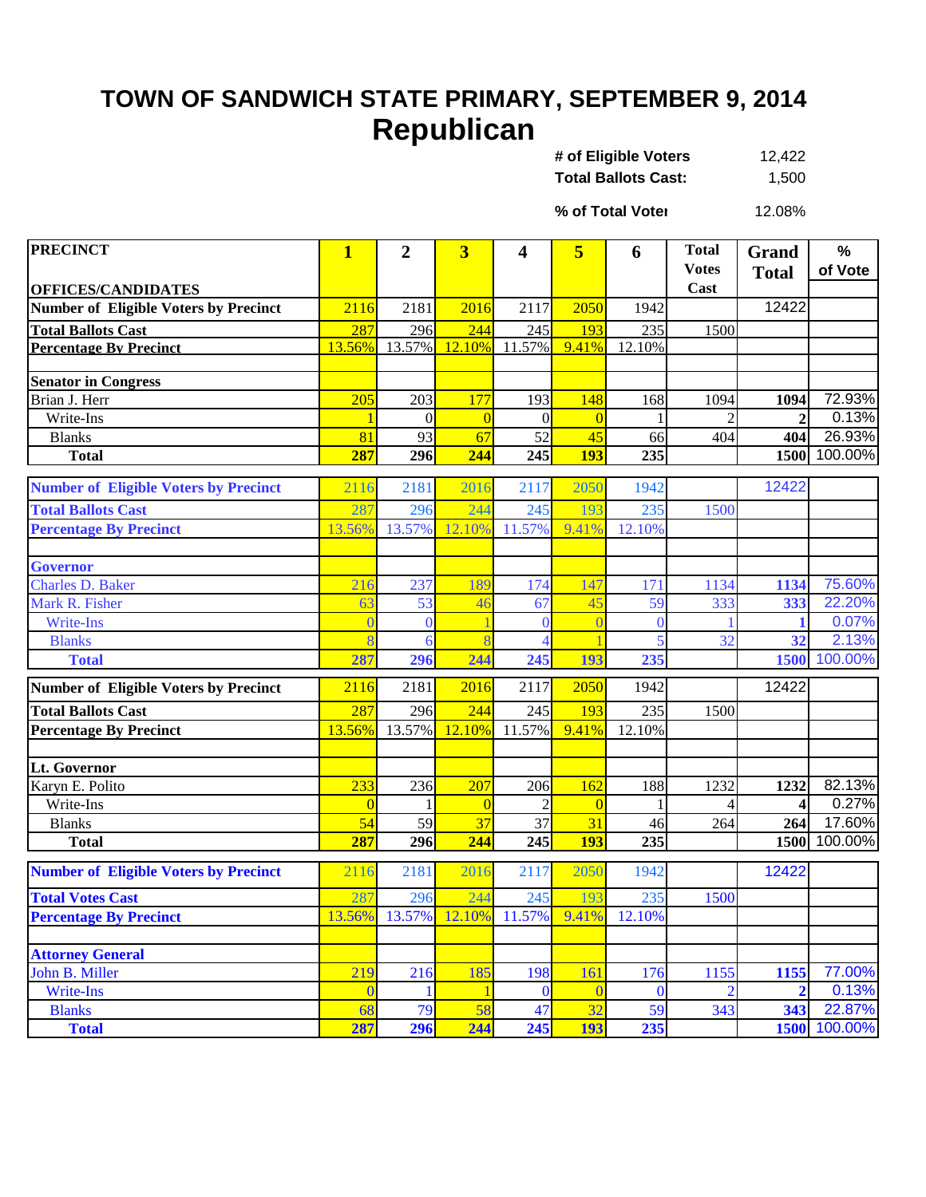# TOWN OF SANDWICH STATE PRIMARY, SEPTEMBER 9, 2014

## Republican

| | |
|---|---|
| # of Eligible Voters | 12,422 |
| Total Ballots Cast: | 1,500 |
| % of Total Voter | 12.08% |

| PRECINCT<br>OFFICES/CANDIDATES | 1 | 2 | 3 | 4 | 5 | 6 | Total Votes Cast | Grand Total | % of Vote |
|---|---|---|---|---|---|---|---|---|---|
| **Number of Eligible Voters by Precinct** | 2116 | 2181 | 2016 | 2117 | 2050 | 1942 | | 12422 | |
| **Total Ballots Cast** | 287 | 296 | 244 | 245 | 193 | 235 | 1500 | | |
| **Percentage By Precinct** | 13.56% | 13.57% | 12.10% | 11.57% | 9.41% | 12.10% | | | |
| | | | | | | | | | |
| **Senator in Congress** | | | | | | | | | |
| Brian J. Herr | 205 | 203 | 177 | 193 | 148 | 168 | 1094 | **1094** | 72.93% |
| Write-Ins | 1 | 0 | 0 | 0 | 0 | 1 | 2 | **2** | 0.13% |
| Blanks | 81 | 93 | 67 | 52 | 45 | 66 | 404 | **404** | 26.93% |
| **Total** | **287** | **296** | **244** | **245** | **193** | **235** | | **1500** | 100.00% |
| **Number of Eligible Voters by Precinct** | 2116 | 2181 | 2016 | 2117 | 2050 | 1942 | | 12422 | |
| **Total Ballots Cast** | 287 | 296 | 244 | 245 | 193 | 235 | 1500 | | |
| **Percentage By Precinct** | 13.56% | 13.57% | 12.10% | 11.57% | 9.41% | 12.10% | | | |
| | | | | | | | | | |
| **Governor** | | | | | | | | | |
| Charles D. Baker | 216 | 237 | 189 | 174 | 147 | 171 | 1134 | **1134** | 75.60% |
| Mark R. Fisher | 63 | 53 | 46 | 67 | 45 | 59 | 333 | **333** | 22.20% |
| Write-Ins | 0 | 0 | 1 | 0 | 0 | 0 | 1 | **1** | 0.07% |
| Blanks | 8 | 6 | 8 | 4 | 1 | 5 | 32 | **32** | 2.13% |
| **Total** | **287** | **296** | **244** | **245** | **193** | **235** | | **1500** | 100.00% |
| **Number of Eligible Voters by Precinct** | 2116 | 2181 | 2016 | 2117 | 2050 | 1942 | | 12422 | |
| **Total Ballots Cast** | 287 | 296 | 244 | 245 | 193 | 235 | 1500 | | |
| **Percentage By Precinct** | 13.56% | 13.57% | 12.10% | 11.57% | 9.41% | 12.10% | | | |
| | | | | | | | | | |
| **Lt. Governor** | | | | | | | | | |
| Karyn E. Polito | 233 | 236 | 207 | 206 | 162 | 188 | 1232 | **1232** | 82.13% |
| Write-Ins | 0 | 1 | 0 | 2 | 0 | 1 | 4 | **4** | 0.27% |
| Blanks | 54 | 59 | 37 | 37 | 31 | 46 | 264 | **264** | 17.60% |
| **Total** | **287** | **296** | **244** | **245** | **193** | **235** | | **1500** | 100.00% |
| **Number of Eligible Voters by Precinct** | 2116 | 2181 | 2016 | 2117 | 2050 | 1942 | | 12422 | |
| **Total Votes Cast** | 287 | 296 | 244 | 245 | 193 | 235 | 1500 | | |
| **Percentage By Precinct** | 13.56% | 13.57% | 12.10% | 11.57% | 9.41% | 12.10% | | | |
| | | | | | | | | | |
| **Attorney General** | | | | | | | | | |
| John B. Miller | 219 | 216 | 185 | 198 | 161 | 176 | 1155 | **1155** | 77.00% |
| Write-Ins | 0 | 1 | 1 | 0 | 0 | 0 | 2 | **2** | 0.13% |
| Blanks | 68 | 79 | 58 | 47 | 32 | 59 | 343 | **343** | 22.87% |
| **Total** | **287** | **296** | **244** | **245** | **193** | **235** | | **1500** | 100.00% |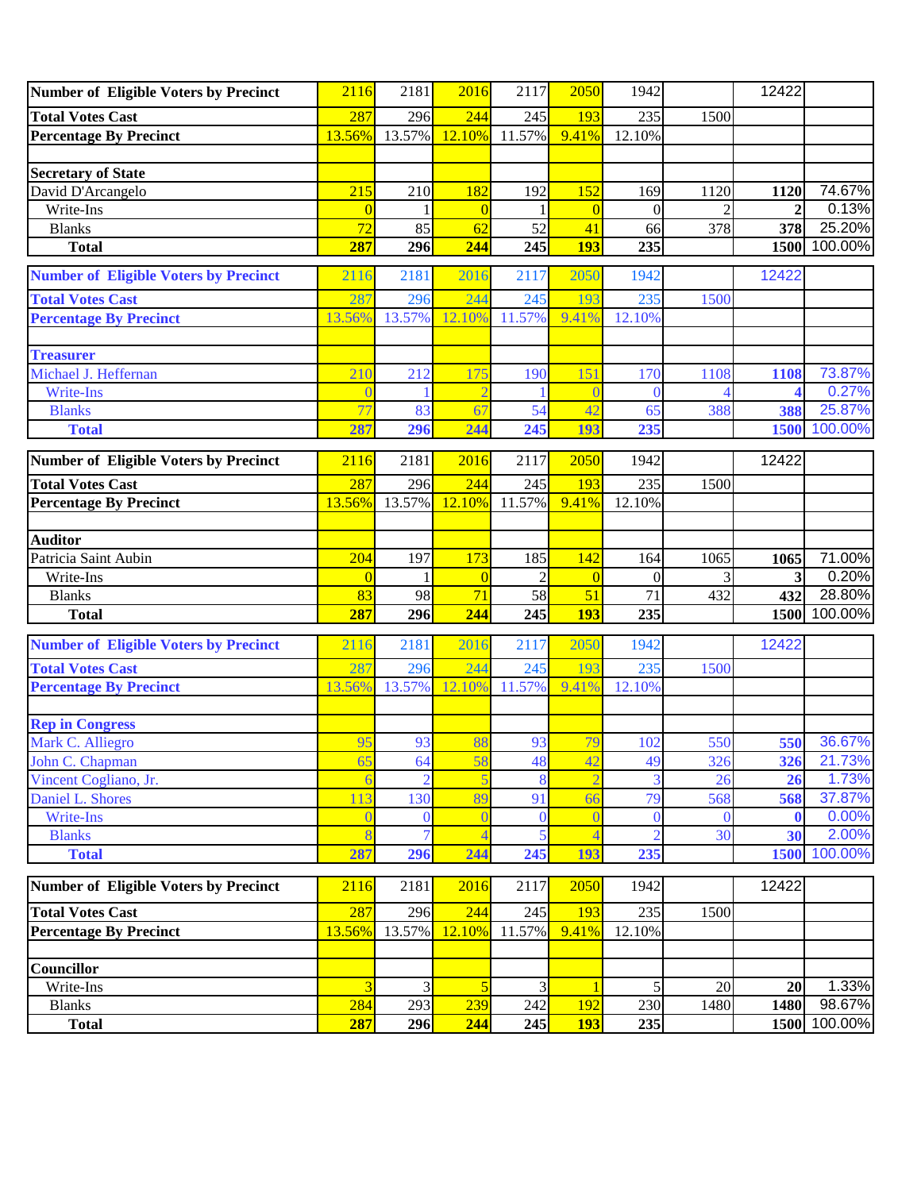| Number of Eligible Voters by Precinct | 2116 | 2181 | 2016 | 2117 | 2050 | 1942 | | 12422 | |
|---|---|---|---|---|---|---|---|---|---|
| Total Votes Cast | 287 | 296 | 244 | 245 | 193 | 235 | 1500 | | |
| Percentage By Precinct | 13.56% | 13.57% | 12.10% | 11.57% | 9.41% | 12.10% | | | |
| | | | | | | | | | |
| **Secretary of State** | | | | | | | | | |
| David D'Arcangelo | 215 | 210 | 182 | 192 | 152 | 169 | 1120 | **1120** | 74.67% |
| Write-Ins | 0 | 1 | 0 | 1 | 0 | 0 | 2 | **2** | 0.13% |
| Blanks | 72 | 85 | 62 | 52 | 41 | 66 | 378 | **378** | 25.20% |
| **Total** | **287** | **296** | **244** | **245** | **193** | **235** | | **1500** | 100.00% |

| Number of Eligible Voters by Precinct | 2116 | 2181 | 2016 | 2117 | 2050 | 1942 | | 12422 | |
|---|---|---|---|---|---|---|---|---|---|
| Total Votes Cast | 287 | 296 | 244 | 245 | 193 | 235 | 1500 | | |
| Percentage By Precinct | 13.56% | 13.57% | 12.10% | 11.57% | 9.41% | 12.10% | | | |
| | | | | | | | | | |
| **Treasurer** | | | | | | | | | |
| Michael J. Heffernan | 210 | 212 | 175 | 190 | 151 | 170 | 1108 | **1108** | 73.87% |
| Write-Ins | 0 | 1 | 2 | 1 | 0 | 0 | 4 | **4** | 0.27% |
| Blanks | 77 | 83 | 67 | 54 | 42 | 65 | 388 | **388** | 25.87% |
| **Total** | **287** | **296** | **244** | **245** | **193** | **235** | | **1500** | 100.00% |

| Number of Eligible Voters by Precinct | 2116 | 2181 | 2016 | 2117 | 2050 | 1942 | | 12422 | |
|---|---|---|---|---|---|---|---|---|---|
| Total Votes Cast | 287 | 296 | 244 | 245 | 193 | 235 | 1500 | | |
| Percentage By Precinct | 13.56% | 13.57% | 12.10% | 11.57% | 9.41% | 12.10% | | | |
| | | | | | | | | | |
| **Auditor** | | | | | | | | | |
| Patricia Saint Aubin | 204 | 197 | 173 | 185 | 142 | 164 | 1065 | **1065** | 71.00% |
| Write-Ins | 0 | 1 | 0 | 2 | 0 | 0 | 3 | **3** | 0.20% |
| Blanks | 83 | 98 | 71 | 58 | 51 | 71 | 432 | **432** | 28.80% |
| **Total** | **287** | **296** | **244** | **245** | **193** | **235** | | **1500** | 100.00% |

| Number of Eligible Voters by Precinct | 2116 | 2181 | 2016 | 2117 | 2050 | 1942 | | 12422 | |
|---|---|---|---|---|---|---|---|---|---|
| Total Votes Cast | 287 | 296 | 244 | 245 | 193 | 235 | 1500 | | |
| Percentage By Precinct | 13.56% | 13.57% | 12.10% | 11.57% | 9.41% | 12.10% | | | |
| | | | | | | | | | |
| **Rep in Congress** | | | | | | | | | |
| Mark C. Alliegro | 95 | 93 | 88 | 93 | 79 | 102 | 550 | **550** | 36.67% |
| John C. Chapman | 65 | 64 | 58 | 48 | 42 | 49 | 326 | **326** | 21.73% |
| Vincent Cogliano, Jr. | 6 | 2 | 5 | 8 | 2 | 3 | 26 | **26** | 1.73% |
| Daniel L. Shores | 113 | 130 | 89 | 91 | 66 | 79 | 568 | **568** | 37.87% |
| Write-Ins | 0 | 0 | 0 | 0 | 0 | 0 | 0 | **0** | 0.00% |
| Blanks | 8 | 7 | 4 | 5 | 4 | 2 | 30 | **30** | 2.00% |
| **Total** | **287** | **296** | **244** | **245** | **193** | **235** | | **1500** | 100.00% |

| Number of Eligible Voters by Precinct | 2116 | 2181 | 2016 | 2117 | 2050 | 1942 | | 12422 | |
|---|---|---|---|---|---|---|---|---|---|
| Total Votes Cast | 287 | 296 | 244 | 245 | 193 | 235 | 1500 | | |
| Percentage By Precinct | 13.56% | 13.57% | 12.10% | 11.57% | 9.41% | 12.10% | | | |
| | | | | | | | | | |
| **Councillor** | | | | | | | | | |
| Write-Ins | 3 | 3 | 5 | 3 | 1 | 5 | 20 | **20** | 1.33% |
| Blanks | 284 | 293 | 239 | 242 | 192 | 230 | 1480 | **1480** | 98.67% |
| **Total** | **287** | **296** | **244** | **245** | **193** | **235** | | **1500** | 100.00% |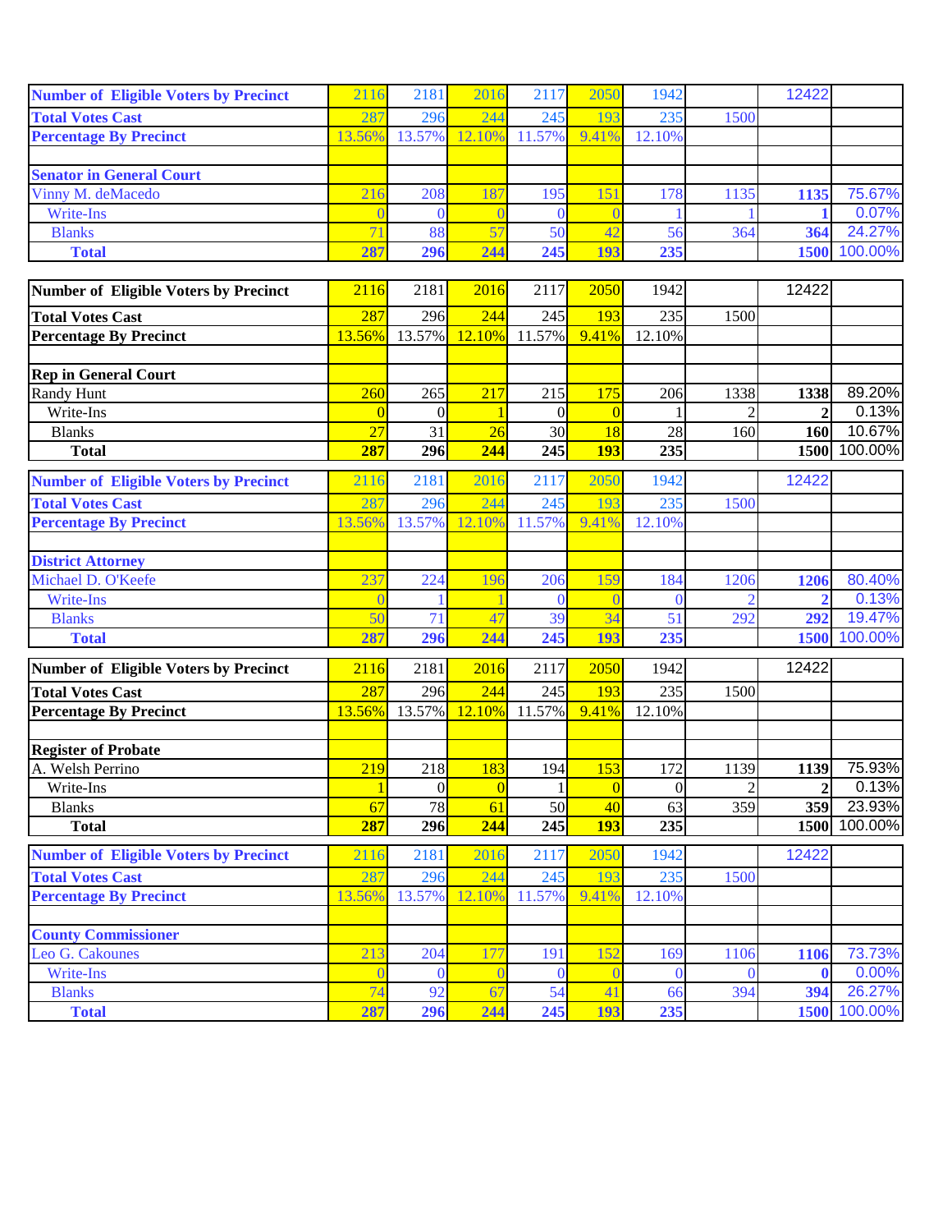| | | | | | | | | | |
|---|---|---|---|---|---|---|---|---|---|
| **Number of Eligible Voters by Precinct** | 2116 | 2181 | 2016 | 2117 | 2050 | 1942 | | 12422 | |
| **Total Votes Cast** | 287 | 296 | 244 | 245 | 193 | 235 | 1500 | | |
| **Percentage By Precinct** | 13.56% | 13.57% | 12.10% | 11.57% | 9.41% | 12.10% | | | |
| | | | | | | | | | |
| **Senator in General Court** | | | | | | | | | |
| Vinny M. deMacedo | 216 | 208 | 187 | 195 | 151 | 178 | 1135 | **1135** | 75.67% |
| Write-Ins | 0 | 0 | 0 | 0 | 0 | 1 | 1 | **1** | 0.07% |
| Blanks | 71 | 88 | 57 | 50 | 42 | 56 | 364 | **364** | 24.27% |
| **Total** | **287** | **296** | **244** | **245** | **193** | **235** | | **1500** | 100.00% |

| | | | | | | | | | |
|---|---|---|---|---|---|---|---|---|---|
| **Number of Eligible Voters by Precinct** | 2116 | 2181 | 2016 | 2117 | 2050 | 1942 | | 12422 | |
| **Total Votes Cast** | 287 | 296 | 244 | 245 | 193 | 235 | 1500 | | |
| **Percentage By Precinct** | 13.56% | 13.57% | 12.10% | 11.57% | 9.41% | 12.10% | | | |
| | | | | | | | | | |
| **Rep in General Court** | | | | | | | | | |
| Randy Hunt | 260 | 265 | 217 | 215 | 175 | 206 | 1338 | **1338** | 89.20% |
| Write-Ins | 0 | 0 | 1 | 0 | 0 | 1 | 2 | **2** | 0.13% |
| Blanks | 27 | 31 | 26 | 30 | 18 | 28 | 160 | **160** | 10.67% |
| **Total** | **287** | **296** | **244** | **245** | **193** | **235** | | **1500** | 100.00% |

| | | | | | | | | | |
|---|---|---|---|---|---|---|---|---|---|
| **Number of Eligible Voters by Precinct** | 2116 | 2181 | 2016 | 2117 | 2050 | 1942 | | 12422 | |
| **Total Votes Cast** | 287 | 296 | 244 | 245 | 193 | 235 | 1500 | | |
| **Percentage By Precinct** | 13.56% | 13.57% | 12.10% | 11.57% | 9.41% | 12.10% | | | |
| | | | | | | | | | |
| **District Attorney** | | | | | | | | | |
| Michael D. O'Keefe | 237 | 224 | 196 | 206 | 159 | 184 | 1206 | **1206** | 80.40% |
| Write-Ins | 0 | 1 | 1 | 0 | 0 | 0 | 2 | **2** | 0.13% |
| Blanks | 50 | 71 | 47 | 39 | 34 | 51 | 292 | **292** | 19.47% |
| **Total** | **287** | **296** | **244** | **245** | **193** | **235** | | **1500** | 100.00% |

| | | | | | | | | | |
|---|---|---|---|---|---|---|---|---|---|
| **Number of Eligible Voters by Precinct** | 2116 | 2181 | 2016 | 2117 | 2050 | 1942 | | 12422 | |
| **Total Votes Cast** | 287 | 296 | 244 | 245 | 193 | 235 | 1500 | | |
| **Percentage By Precinct** | 13.56% | 13.57% | 12.10% | 11.57% | 9.41% | 12.10% | | | |
| | | | | | | | | | |
| **Register of Probate** | | | | | | | | | |
| A. Welsh Perrino | 219 | 218 | 183 | 194 | 153 | 172 | 1139 | **1139** | 75.93% |
| Write-Ins | 1 | 0 | 0 | 1 | 0 | 0 | 2 | **2** | 0.13% |
| Blanks | 67 | 78 | 61 | 50 | 40 | 63 | 359 | **359** | 23.93% |
| **Total** | **287** | **296** | **244** | **245** | **193** | **235** | | **1500** | 100.00% |

| | | | | | | | | | |
|---|---|---|---|---|---|---|---|---|---|
| **Number of Eligible Voters by Precinct** | 2116 | 2181 | 2016 | 2117 | 2050 | 1942 | | 12422 | |
| **Total Votes Cast** | 287 | 296 | 244 | 245 | 193 | 235 | 1500 | | |
| **Percentage By Precinct** | 13.56% | 13.57% | 12.10% | 11.57% | 9.41% | 12.10% | | | |
| | | | | | | | | | |
| **County Commissioner** | | | | | | | | | |
| Leo G. Cakounes | 213 | 204 | 177 | 191 | 152 | 169 | 1106 | **1106** | 73.73% |
| Write-Ins | 0 | 0 | 0 | 0 | 0 | 0 | 0 | **0** | 0.00% |
| Blanks | 74 | 92 | 67 | 54 | 41 | 66 | 394 | **394** | 26.27% |
| **Total** | **287** | **296** | **244** | **245** | **193** | **235** | | **1500** | 100.00% |